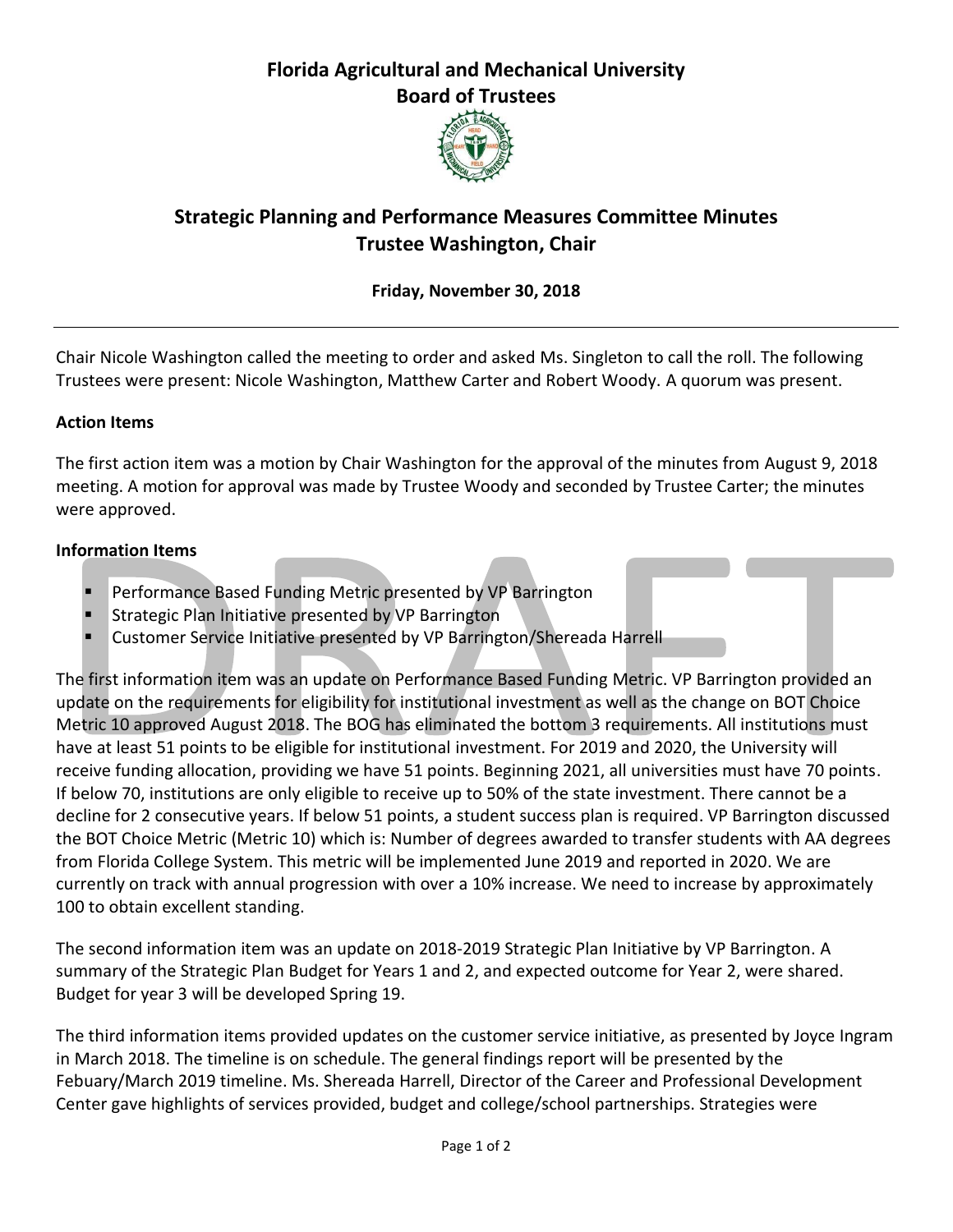# Florida Agricultural and Mechanical University
# Board of Trustees

## Strategic Planning and Performance Measures Committee Minutes
## Trustee Washington, Chair

**Friday, November 30, 2018**

---

Chair Nicole Washington called the meeting to order and asked Ms. Singleton to call the roll. The following Trustees were present: Nicole Washington, Matthew Carter and Robert Woody. A quorum was present.

**Action Items**

The first action item was a motion by Chair Washington for the approval of the minutes from August 9, 2018 meeting. A motion for approval was made by Trustee Woody and seconded by Trustee Carter; the minutes were approved.

**Information Items**

- Performance Based Funding Metric presented by VP Barrington
- Strategic Plan Initiative presented by VP Barrington
- Customer Service Initiative presented by VP Barrington/Shereada Harrell

The first information item was an update on Performance Based Funding Metric. VP Barrington provided an update on the requirements for eligibility for institutional investment as well as the change on BOT Choice Metric 10 approved August 2018. The BOG has eliminated the bottom 3 requirements. All institutions must have at least 51 points to be eligible for institutional investment. For 2019 and 2020, the University will receive funding allocation, providing we have 51 points. Beginning 2021, all universities must have 70 points. If below 70, institutions are only eligible to receive up to 50% of the state investment. There cannot be a decline for 2 consecutive years. If below 51 points, a student success plan is required. VP Barrington discussed the BOT Choice Metric (Metric 10) which is: Number of degrees awarded to transfer students with AA degrees from Florida College System. This metric will be implemented June 2019 and reported in 2020. We are currently on track with annual progression with over a 10% increase. We need to increase by approximately 100 to obtain excellent standing.

The second information item was an update on 2018-2019 Strategic Plan Initiative by VP Barrington. A summary of the Strategic Plan Budget for Years 1 and 2, and expected outcome for Year 2, were shared. Budget for year 3 will be developed Spring 19.

The third information items provided updates on the customer service initiative, as presented by Joyce Ingram in March 2018. The timeline is on schedule. The general findings report will be presented by the Febuary/March 2019 timeline. Ms. Shereada Harrell, Director of the Career and Professional Development Center gave highlights of services provided, budget and college/school partnerships. Strategies were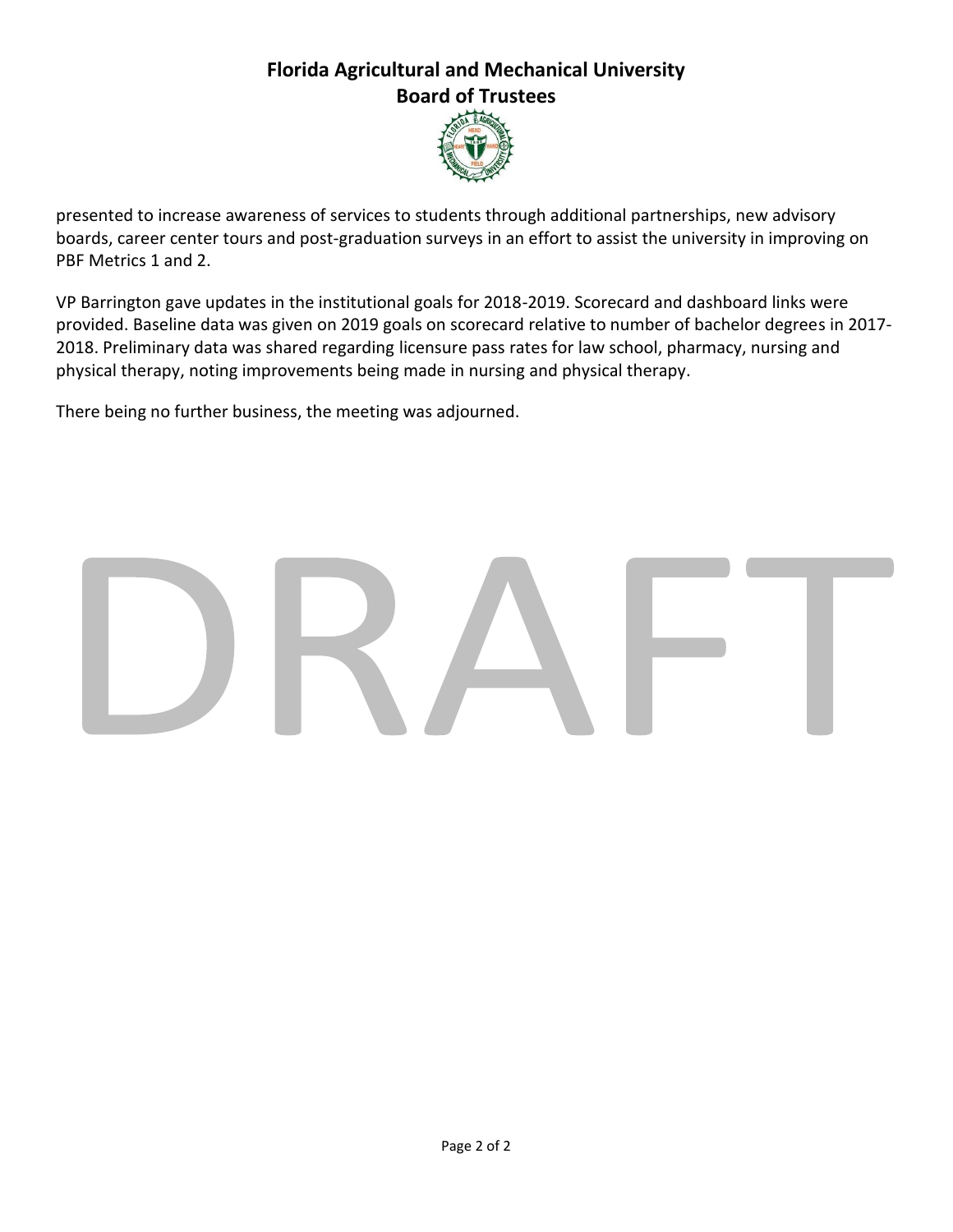presented to increase awareness of services to students through additional partnerships, new advisory boards, career center tours and post-graduation surveys in an effort to assist the university in improving on PBF Metrics 1 and 2.

VP Barrington gave updates in the institutional goals for 2018-2019. Scorecard and dashboard links were provided. Baseline data was given on 2019 goals on scorecard relative to number of bachelor degrees in 2017-2018. Preliminary data was shared regarding licensure pass rates for law school, pharmacy, nursing and physical therapy, noting improvements being made in nursing and physical therapy.

There being no further business, the meeting was adjourned.

DRAFT